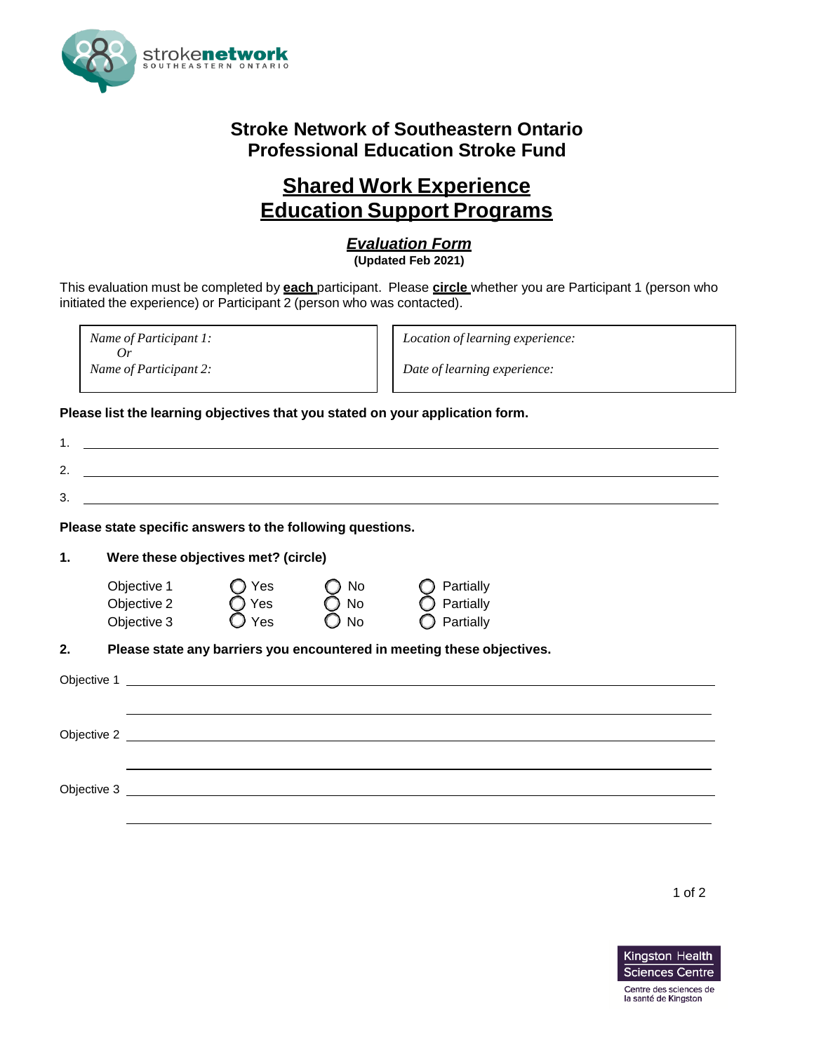# Stroke Network of Southeastern Ontario
# Professional Education Stroke Fund

## Shared Work Experience
## Education Support Programs

### *Evaluation Form*
**(Updated Feb 2021)**

This evaluation must be completed by **each** participant. Please **circle** whether you are Participant 1 (person who initiated the experience) or Participant 2 (person who was contacted).

| *Name of Participant 1:* <br> *Or* <br> *Name of Participant 2:* | *Location of learning experience:* <br><br> *Date of learning experience:* |
|---|---|

**Please list the learning objectives that you stated on your application form.**

1. \_\_\_\_\_\_\_\_\_\_\_\_\_\_\_\_\_\_\_\_\_\_\_\_\_\_\_\_\_\_\_\_\_\_\_\_\_\_\_\_
2. \_\_\_\_\_\_\_\_\_\_\_\_\_\_\_\_\_\_\_\_\_\_\_\_\_\_\_\_\_\_\_\_\_\_\_\_\_\_\_\_
3. \_\_\_\_\_\_\_\_\_\_\_\_\_\_\_\_\_\_\_\_\_\_\_\_\_\_\_\_\_\_\_\_\_\_\_\_\_\_\_\_

**Please state specific answers to the following questions.**

**1. Were these objectives met? (circle)**

| | | | |
|---|---|---|---|
| Objective 1 | ◯ Yes | ◯ No | ◯ Partially |
| Objective 2 | ◯ Yes | ◯ No | ◯ Partially |
| Objective 3 | ◯ Yes | ◯ No | ◯ Partially |

**2. Please state any barriers you encountered in meeting these objectives.**

Objective 1 \_\_\_\_\_\_\_\_\_\_\_\_\_\_\_\_\_\_\_\_\_\_\_\_\_\_\_\_\_\_\_\_\_\_\_\_\_\_\_\_

\_\_\_\_\_\_\_\_\_\_\_\_\_\_\_\_\_\_\_\_\_\_\_\_\_\_\_\_\_\_\_\_\_\_\_\_\_\_\_\_

Objective 2 \_\_\_\_\_\_\_\_\_\_\_\_\_\_\_\_\_\_\_\_\_\_\_\_\_\_\_\_\_\_\_\_\_\_\_\_\_\_\_\_

\_\_\_\_\_\_\_\_\_\_\_\_\_\_\_\_\_\_\_\_\_\_\_\_\_\_\_\_\_\_\_\_\_\_\_\_\_\_\_\_

Objective 3 \_\_\_\_\_\_\_\_\_\_\_\_\_\_\_\_\_\_\_\_\_\_\_\_\_\_\_\_\_\_\_\_\_\_\_\_\_\_\_\_

\_\_\_\_\_\_\_\_\_\_\_\_\_\_\_\_\_\_\_\_\_\_\_\_\_\_\_\_\_\_\_\_\_\_\_\_\_\_\_\_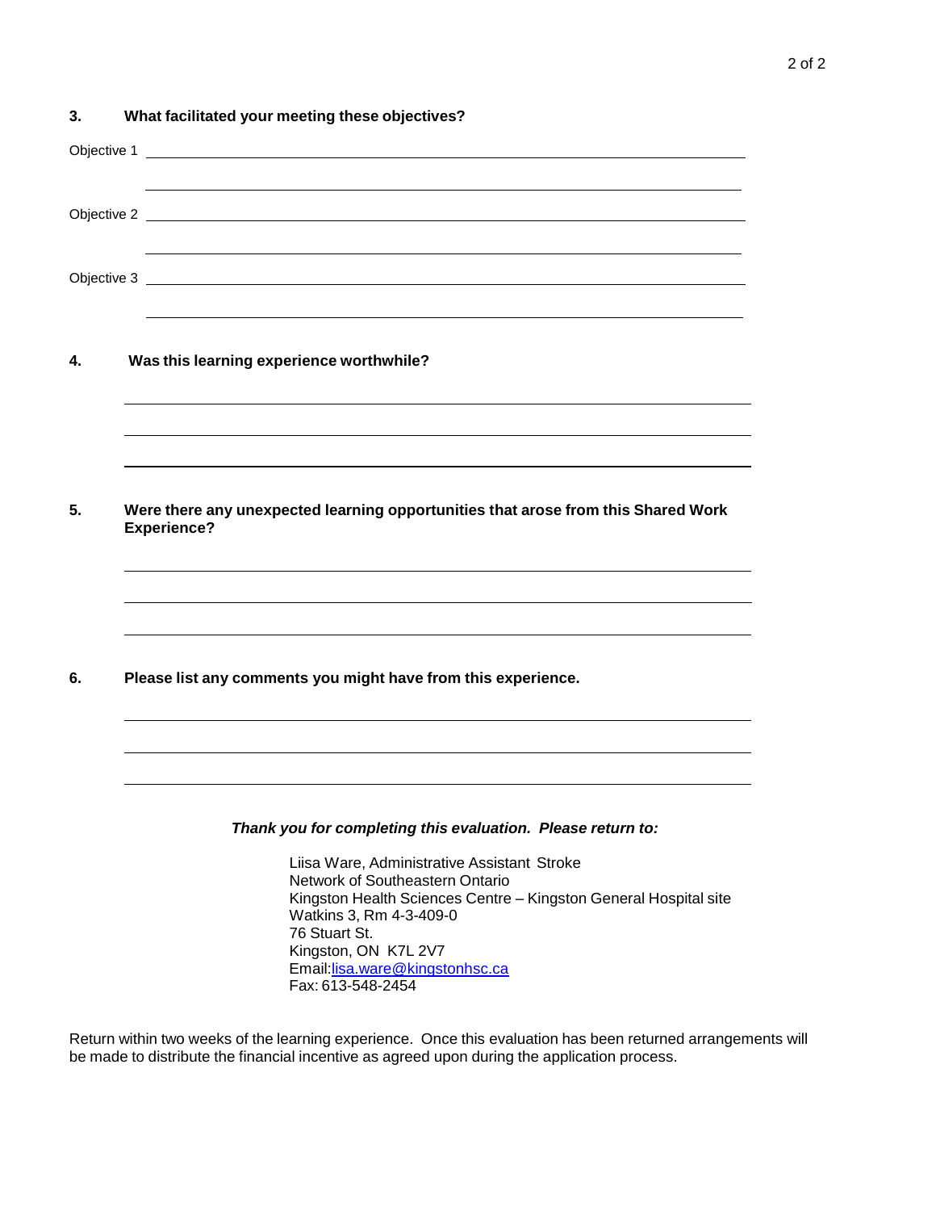**3. What facilitated your meeting these objectives?**

Objective 1 \_\_\_\_\_\_\_\_\_\_\_\_\_\_\_\_\_\_\_\_\_\_\_\_\_\_\_\_\_\_\_\_\_\_\_\_\_\_\_\_

Objective 2 \_\_\_\_\_\_\_\_\_\_\_\_\_\_\_\_\_\_\_\_\_\_\_\_\_\_\_\_\_\_\_\_\_\_\_\_\_\_\_\_

Objective 3 \_\_\_\_\_\_\_\_\_\_\_\_\_\_\_\_\_\_\_\_\_\_\_\_\_\_\_\_\_\_\_\_\_\_\_\_\_\_\_\_

**4. Was this learning experience worthwhile?**

**5. Were there any unexpected learning opportunities that arose from this Shared Work Experience?**

**6. Please list any comments you might have from this experience.**

***Thank you for completing this evaluation. Please return to:***

Liisa Ware, Administrative Assistant Stroke
Network of Southeastern Ontario
Kingston Health Sciences Centre – Kingston General Hospital site
Watkins 3, Rm 4-3-409-0
76 Stuart St.
Kingston, ON K7L 2V7
Email:lisa.ware@kingstonhsc.ca
Fax: 613-548-2454

Return within two weeks of the learning experience. Once this evaluation has been returned arrangements will be made to distribute the financial incentive as agreed upon during the application process.